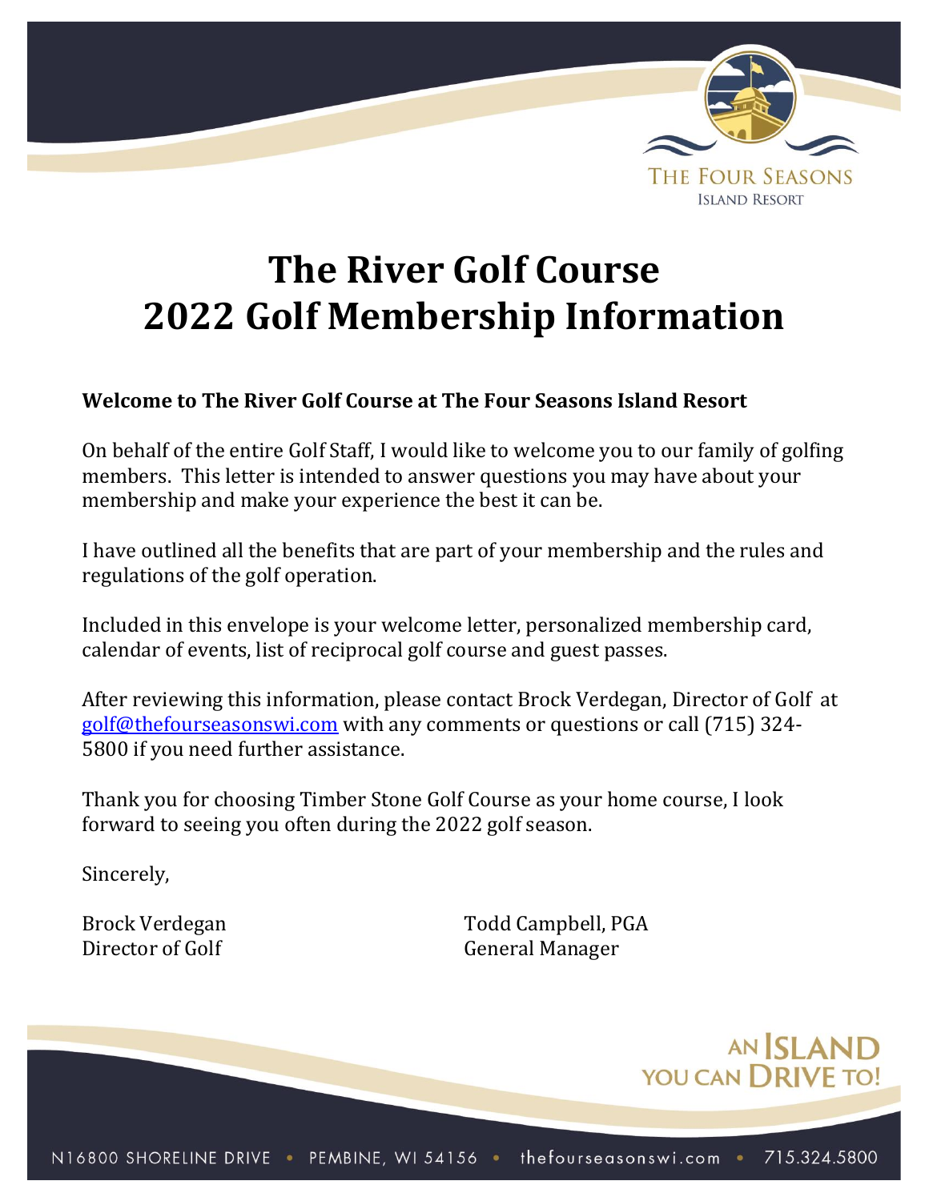THE FOUR SEASONS
ISLAND RESORT

# The River Golf Course
# 2022 Golf Membership Information

**Welcome to The River Golf Course at The Four Seasons Island Resort**

On behalf of the entire Golf Staff, I would like to welcome you to our family of golfing members. This letter is intended to answer questions you may have about your membership and make your experience the best it can be.

I have outlined all the benefits that are part of your membership and the rules and regulations of the golf operation.

Included in this envelope is your welcome letter, personalized membership card, calendar of events, list of reciprocal golf course and guest passes.

After reviewing this information, please contact Brock Verdegan, Director of Golf at golf@thefourseasonswi.com with any comments or questions or call (715) 324-5800 if you need further assistance.

Thank you for choosing Timber Stone Golf Course as your home course, I look forward to seeing you often during the 2022 golf season.

Sincerely,

Brock Verdegan
Director of Golf

Todd Campbell, PGA
General Manager

AN ISLAND YOU CAN DRIVE TO!

N16800 SHORELINE DRIVE • PEMBINE, WI 54156 • thefourseasonswi.com • 715.324.5800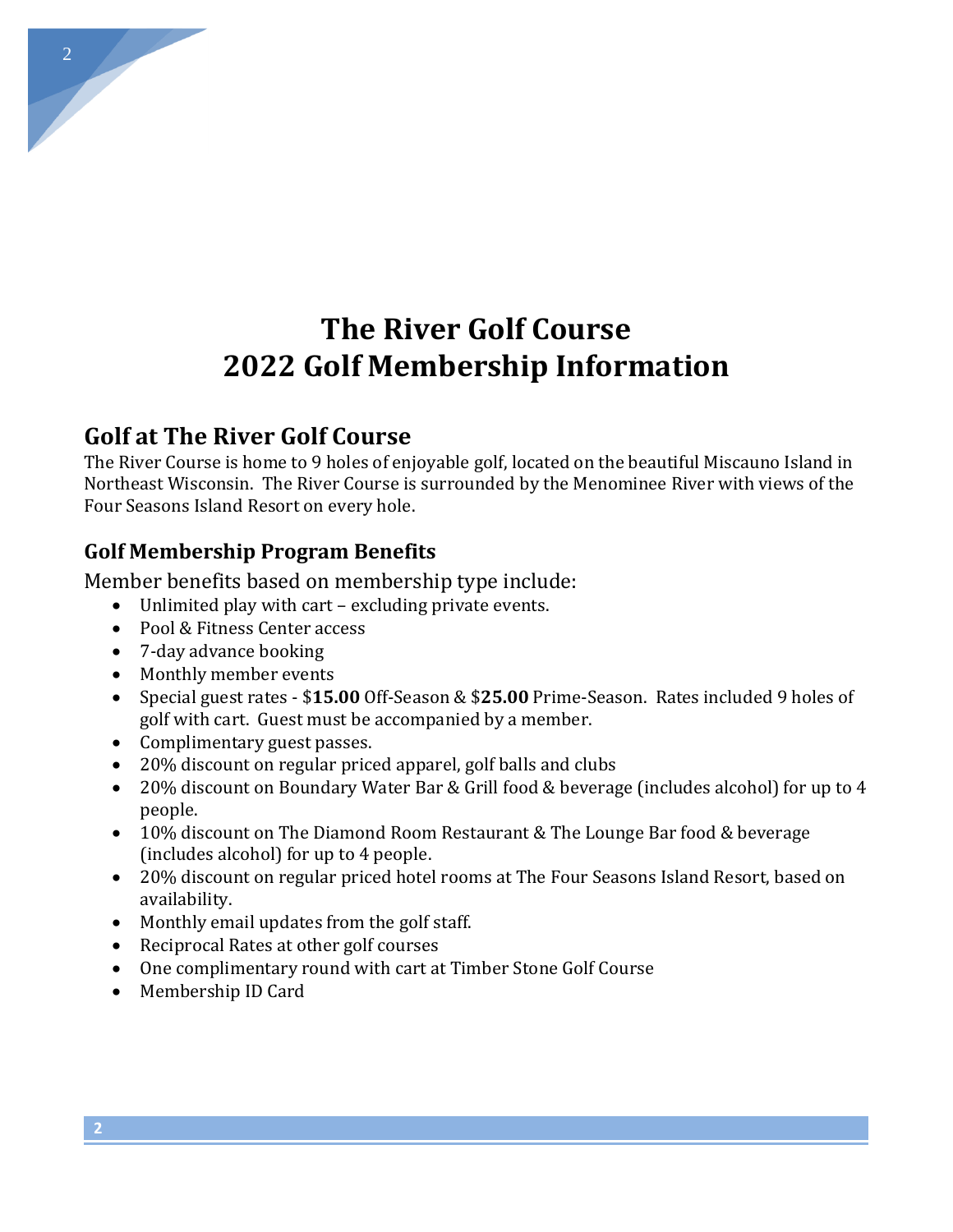# The River Golf Course
# 2022 Golf Membership Information

## Golf at The River Golf Course

The River Course is home to 9 holes of enjoyable golf, located on the beautiful Miscauno Island in Northeast Wisconsin. The River Course is surrounded by the Menominee River with views of the Four Seasons Island Resort on every hole.

### Golf Membership Program Benefits

Member benefits based on membership type include:

- Unlimited play with cart – excluding private events.
- Pool & Fitness Center access
- 7-day advance booking
- Monthly member events
- Special guest rates - $**15.00** Off-Season & $**25.00** Prime-Season. Rates included 9 holes of golf with cart. Guest must be accompanied by a member.
- Complimentary guest passes.
- 20% discount on regular priced apparel, golf balls and clubs
- 20% discount on Boundary Water Bar & Grill food & beverage (includes alcohol) for up to 4 people.
- 10% discount on The Diamond Room Restaurant & The Lounge Bar food & beverage (includes alcohol) for up to 4 people.
- 20% discount on regular priced hotel rooms at The Four Seasons Island Resort, based on availability.
- Monthly email updates from the golf staff.
- Reciprocal Rates at other golf courses
- One complimentary round with cart at Timber Stone Golf Course
- Membership ID Card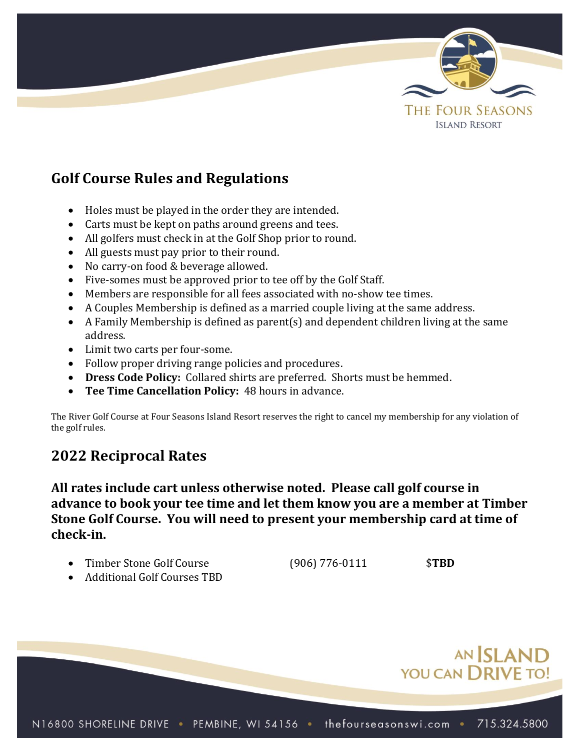## Golf Course Rules and Regulations

- Holes must be played in the order they are intended.
- Carts must be kept on paths around greens and tees.
- All golfers must check in at the Golf Shop prior to round.
- All guests must pay prior to their round.
- No carry-on food & beverage allowed.
- Five-somes must be approved prior to tee off by the Golf Staff.
- Members are responsible for all fees associated with no-show tee times.
- A Couples Membership is defined as a married couple living at the same address.
- A Family Membership is defined as parent(s) and dependent children living at the same address.
- Limit two carts per four-some.
- Follow proper driving range policies and procedures.
- **Dress Code Policy:** Collared shirts are preferred. Shorts must be hemmed.
- **Tee Time Cancellation Policy:** 48 hours in advance.

The River Golf Course at Four Seasons Island Resort reserves the right to cancel my membership for any violation of the golf rules.

## 2022 Reciprocal Rates

**All rates include cart unless otherwise noted. Please call golf course in advance to book your tee time and let them know you are a member at Timber Stone Golf Course. You will need to present your membership card at time of check-in.**

- Timber Stone Golf Course (906) 776-0111 $**TBD**
- Additional Golf Courses TBD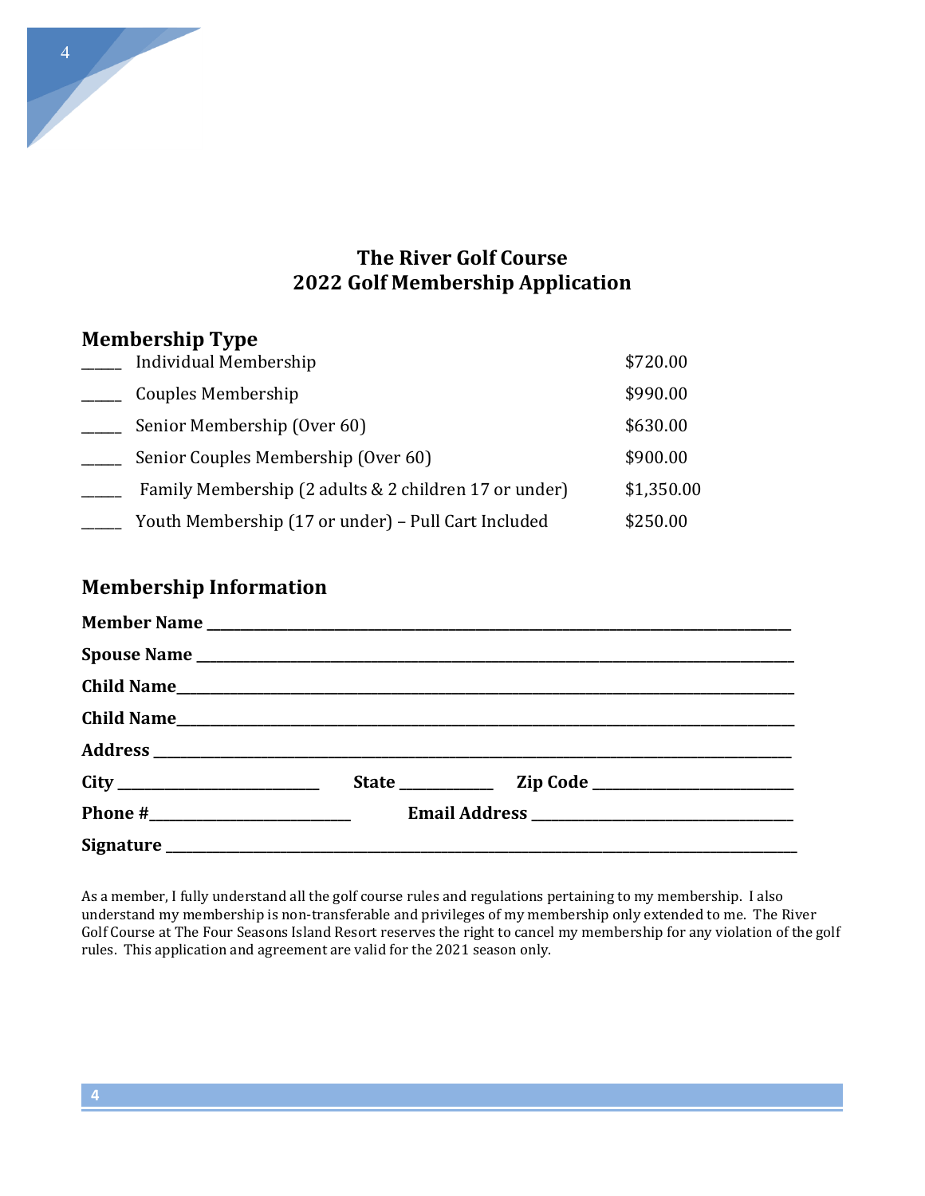# The River Golf Course
# 2022 Golf Membership Application

## Membership Type

| | | |
|---|---|---|
| _____ | Individual Membership | $720.00 |
| _____ | Couples Membership | $990.00 |
| _____ | Senior Membership (Over 60) | $630.00 |
| _____ | Senior Couples Membership (Over 60) | $900.00 |
| _____ | Family Membership (2 adults & 2 children 17 or under) | $1,350.00 |
| _____ | Youth Membership (17 or under) – Pull Cart Included | $250.00 |

## Membership Information

**Member Name** ______________________________________________________________________

**Spouse Name** ______________________________________________________________________

**Child Name**_______________________________________________________________________

**Child Name**_______________________________________________________________________

**Address** __________________________________________________________________________

**City** __________________________ **State** ___________ **Zip Code** _________________________

**Phone #**__________________________ **Email Address** ___________________________________

**Signature** ________________________________________________________________________

As a member, I fully understand all the golf course rules and regulations pertaining to my membership. I also understand my membership is non-transferable and privileges of my membership only extended to me. The River Golf Course at The Four Seasons Island Resort reserves the right to cancel my membership for any violation of the golf rules. This application and agreement are valid for the 2021 season only.